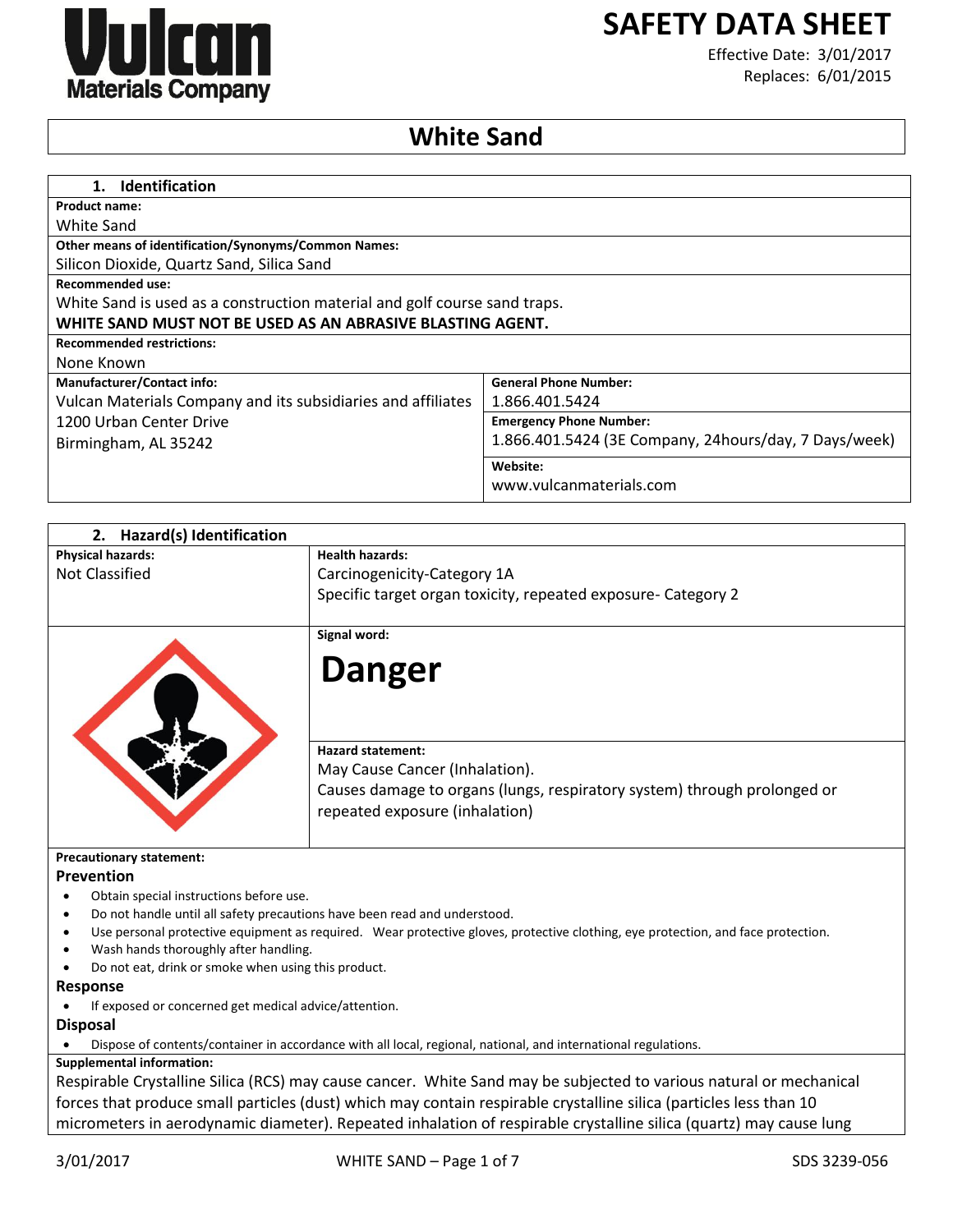Vulcan Materials Company

# SAFETY DATA SHEET

Effective Date: 3/01/2017
Replaces: 6/01/2015

# White Sand

## 1. Identification

**Product name:**
White Sand

**Other means of identification/Synonyms/Common Names:**
Silicon Dioxide, Quartz Sand, Silica Sand

**Recommended use:**
White Sand is used as a construction material and golf course sand traps.
**WHITE SAND MUST NOT BE USED AS AN ABRASIVE BLASTING AGENT.**

**Recommended restrictions:**
None Known

| **Manufacturer/Contact info:** | **General Phone Number:** |
|---|---|
| Vulcan Materials Company and its subsidiaries and affiliates<br>1200 Urban Center Drive<br>Birmingham, AL 35242 | 1.866.401.5424 |
| | **Emergency Phone Number:**<br>1.866.401.5424 (3E Company, 24hours/day, 7 Days/week) |
| | **Website:**<br>www.vulcanmaterials.com |

## 2. Hazard(s) Identification

| **Physical hazards:** | **Health hazards:** |
|---|---|
| Not Classified | Carcinogenicity-Category 1A<br>Specific target organ toxicity, repeated exposure- Category 2 |

**Signal word:**

**Danger**

**Hazard statement:**
May Cause Cancer (Inhalation).
Causes damage to organs (lungs, respiratory system) through prolonged or repeated exposure (inhalation)

**Precautionary statement:**

**Prevention**

- Obtain special instructions before use.
- Do not handle until all safety precautions have been read and understood.
- Use personal protective equipment as required. Wear protective gloves, protective clothing, eye protection, and face protection.
- Wash hands thoroughly after handling.
- Do not eat, drink or smoke when using this product.

**Response**

- If exposed or concerned get medical advice/attention.

**Disposal**

- Dispose of contents/container in accordance with all local, regional, national, and international regulations.

**Supplemental information:**
Respirable Crystalline Silica (RCS) may cause cancer. White Sand may be subjected to various natural or mechanical forces that produce small particles (dust) which may contain respirable crystalline silica (particles less than 10 micrometers in aerodynamic diameter). Repeated inhalation of respirable crystalline silica (quartz) may cause lung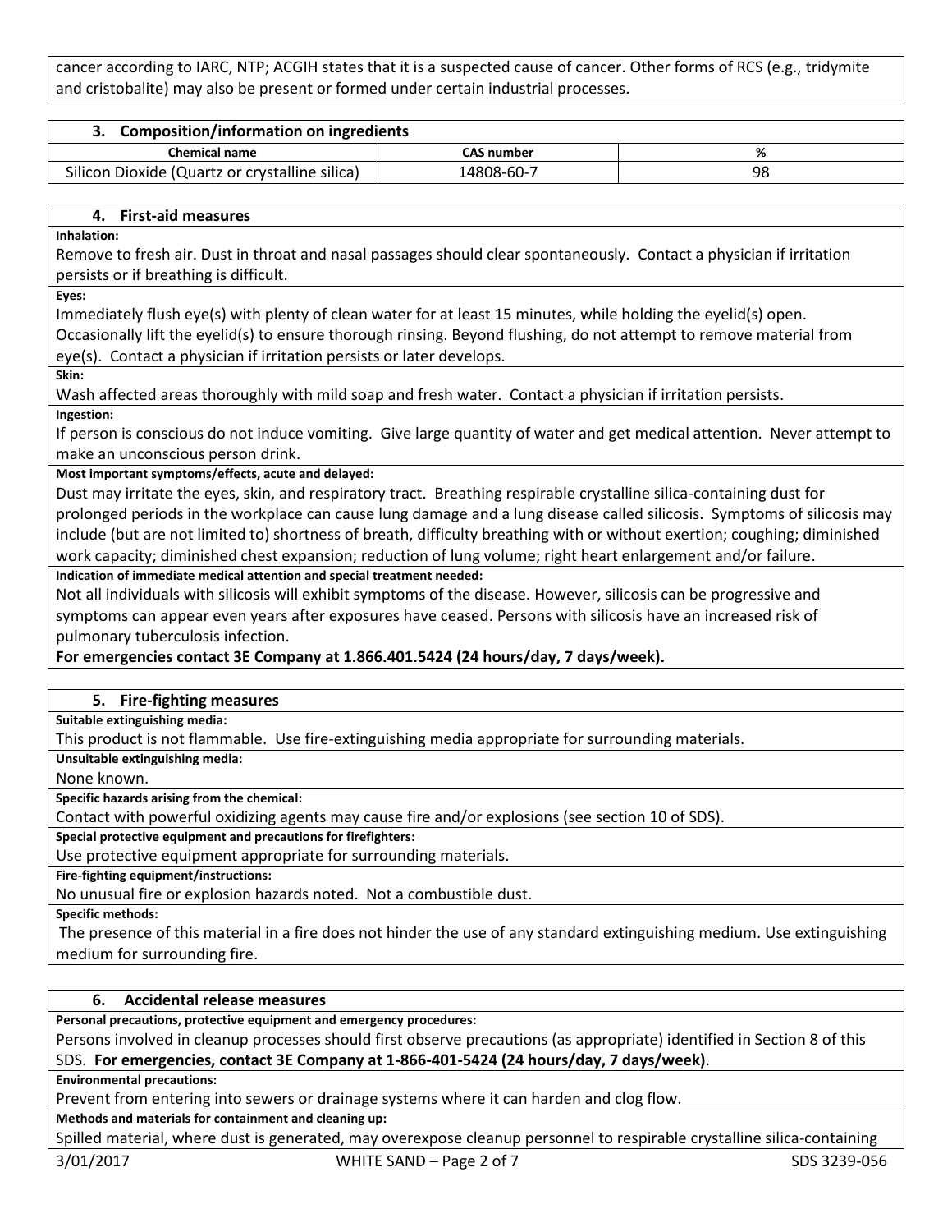cancer according to IARC, NTP; ACGIH states that it is a suspected cause of cancer. Other forms of RCS (e.g., tridymite and cristobalite) may also be present or formed under certain industrial processes.

## 3. Composition/information on ingredients

| Chemical name | CAS number | % |
|---|---|---|
| Silicon Dioxide (Quartz or crystalline silica) | 14808-60-7 | 98 |

## 4. First-aid measures

**Inhalation:**

Remove to fresh air. Dust in throat and nasal passages should clear spontaneously. Contact a physician if irritation persists or if breathing is difficult.

**Eyes:**

Immediately flush eye(s) with plenty of clean water for at least 15 minutes, while holding the eyelid(s) open. Occasionally lift the eyelid(s) to ensure thorough rinsing. Beyond flushing, do not attempt to remove material from eye(s). Contact a physician if irritation persists or later develops.

**Skin:**

Wash affected areas thoroughly with mild soap and fresh water. Contact a physician if irritation persists.

**Ingestion:**

If person is conscious do not induce vomiting. Give large quantity of water and get medical attention. Never attempt to make an unconscious person drink.

**Most important symptoms/effects, acute and delayed:**

Dust may irritate the eyes, skin, and respiratory tract. Breathing respirable crystalline silica-containing dust for prolonged periods in the workplace can cause lung damage and a lung disease called silicosis. Symptoms of silicosis may include (but are not limited to) shortness of breath, difficulty breathing with or without exertion; coughing; diminished work capacity; diminished chest expansion; reduction of lung volume; right heart enlargement and/or failure.

**Indication of immediate medical attention and special treatment needed:**

Not all individuals with silicosis will exhibit symptoms of the disease. However, silicosis can be progressive and symptoms can appear even years after exposures have ceased. Persons with silicosis have an increased risk of pulmonary tuberculosis infection.

**For emergencies contact 3E Company at 1.866.401.5424 (24 hours/day, 7 days/week).**

## 5. Fire-fighting measures

**Suitable extinguishing media:**

This product is not flammable. Use fire-extinguishing media appropriate for surrounding materials.

**Unsuitable extinguishing media:**

None known.

**Specific hazards arising from the chemical:**

Contact with powerful oxidizing agents may cause fire and/or explosions (see section 10 of SDS).

**Special protective equipment and precautions for firefighters:**

Use protective equipment appropriate for surrounding materials.

**Fire-fighting equipment/instructions:**

No unusual fire or explosion hazards noted. Not a combustible dust.

**Specific methods:**

The presence of this material in a fire does not hinder the use of any standard extinguishing medium. Use extinguishing medium for surrounding fire.

## 6. Accidental release measures

**Personal precautions, protective equipment and emergency procedures:**

Persons involved in cleanup processes should first observe precautions (as appropriate) identified in Section 8 of this SDS. **For emergencies, contact 3E Company at 1-866-401-5424 (24 hours/day, 7 days/week)**.

**Environmental precautions:**

Prevent from entering into sewers or drainage systems where it can harden and clog flow.

**Methods and materials for containment and cleaning up:**

Spilled material, where dust is generated, may overexpose cleanup personnel to respirable crystalline silica-containing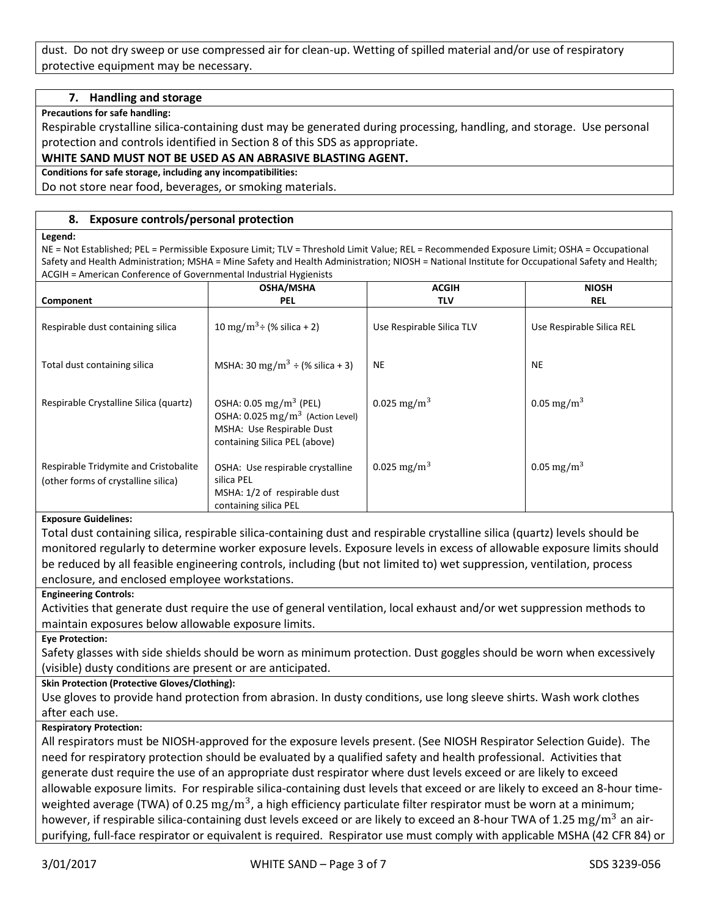dust. Do not dry sweep or use compressed air for clean-up. Wetting of spilled material and/or use of respiratory protective equipment may be necessary.

## 7. Handling and storage

**Precautions for safe handling:**

Respirable crystalline silica-containing dust may be generated during processing, handling, and storage. Use personal protection and controls identified in Section 8 of this SDS as appropriate.

**WHITE SAND MUST NOT BE USED AS AN ABRASIVE BLASTING AGENT.**

**Conditions for safe storage, including any incompatibilities:**

Do not store near food, beverages, or smoking materials.

## 8. Exposure controls/personal protection

**Legend:**

NE = Not Established; PEL = Permissible Exposure Limit; TLV = Threshold Limit Value; REL = Recommended Exposure Limit; OSHA = Occupational Safety and Health Administration; MSHA = Mine Safety and Health Administration; NIOSH = National Institute for Occupational Safety and Health; ACGIH = American Conference of Governmental Industrial Hygienists

| Component | OSHA/MSHA PEL | ACGIH TLV | NIOSH REL |
|---|---|---|---|
| Respirable dust containing silica | $10\ mg/m^3 \div$ (% silica + 2) | Use Respirable Silica TLV | Use Respirable Silica REL |
| Total dust containing silica | MSHA: $30\ mg/m^3 \div$ (% silica + 3) | NE | NE |
| Respirable Crystalline Silica (quartz) | OSHA: $0.05\ mg/m^3$ (PEL)<br>OSHA: $0.025\ mg/m^3$ (Action Level)<br>MSHA: Use Respirable Dust containing Silica PEL (above) | $0.025\ mg/m^3$ | $0.05\ mg/m^3$ |
| Respirable Tridymite and Cristobalite (other forms of crystalline silica) | OSHA: Use respirable crystalline silica PEL<br>MSHA: 1/2 of respirable dust containing silica PEL | $0.025\ mg/m^3$ | $0.05\ mg/m^3$ |

**Exposure Guidelines:**

Total dust containing silica, respirable silica-containing dust and respirable crystalline silica (quartz) levels should be monitored regularly to determine worker exposure levels. Exposure levels in excess of allowable exposure limits should be reduced by all feasible engineering controls, including (but not limited to) wet suppression, ventilation, process enclosure, and enclosed employee workstations.

**Engineering Controls:**

Activities that generate dust require the use of general ventilation, local exhaust and/or wet suppression methods to maintain exposures below allowable exposure limits.

**Eye Protection:**

Safety glasses with side shields should be worn as minimum protection. Dust goggles should be worn when excessively (visible) dusty conditions are present or are anticipated.

**Skin Protection (Protective Gloves/Clothing):**

Use gloves to provide hand protection from abrasion. In dusty conditions, use long sleeve shirts. Wash work clothes after each use.

**Respiratory Protection:**

All respirators must be NIOSH-approved for the exposure levels present. (See NIOSH Respirator Selection Guide). The need for respiratory protection should be evaluated by a qualified safety and health professional. Activities that generate dust require the use of an appropriate dust respirator where dust levels exceed or are likely to exceed allowable exposure limits. For respirable silica-containing dust levels that exceed or are likely to exceed an 8-hour time-weighted average (TWA) of $0.25\ mg/m^3$, a high efficiency particulate filter respirator must be worn at a minimum; however, if respirable silica-containing dust levels exceed or are likely to exceed an 8-hour TWA of $1.25\ mg/m^3$ an air-purifying, full-face respirator or equivalent is required. Respirator use must comply with applicable MSHA (42 CFR 84) or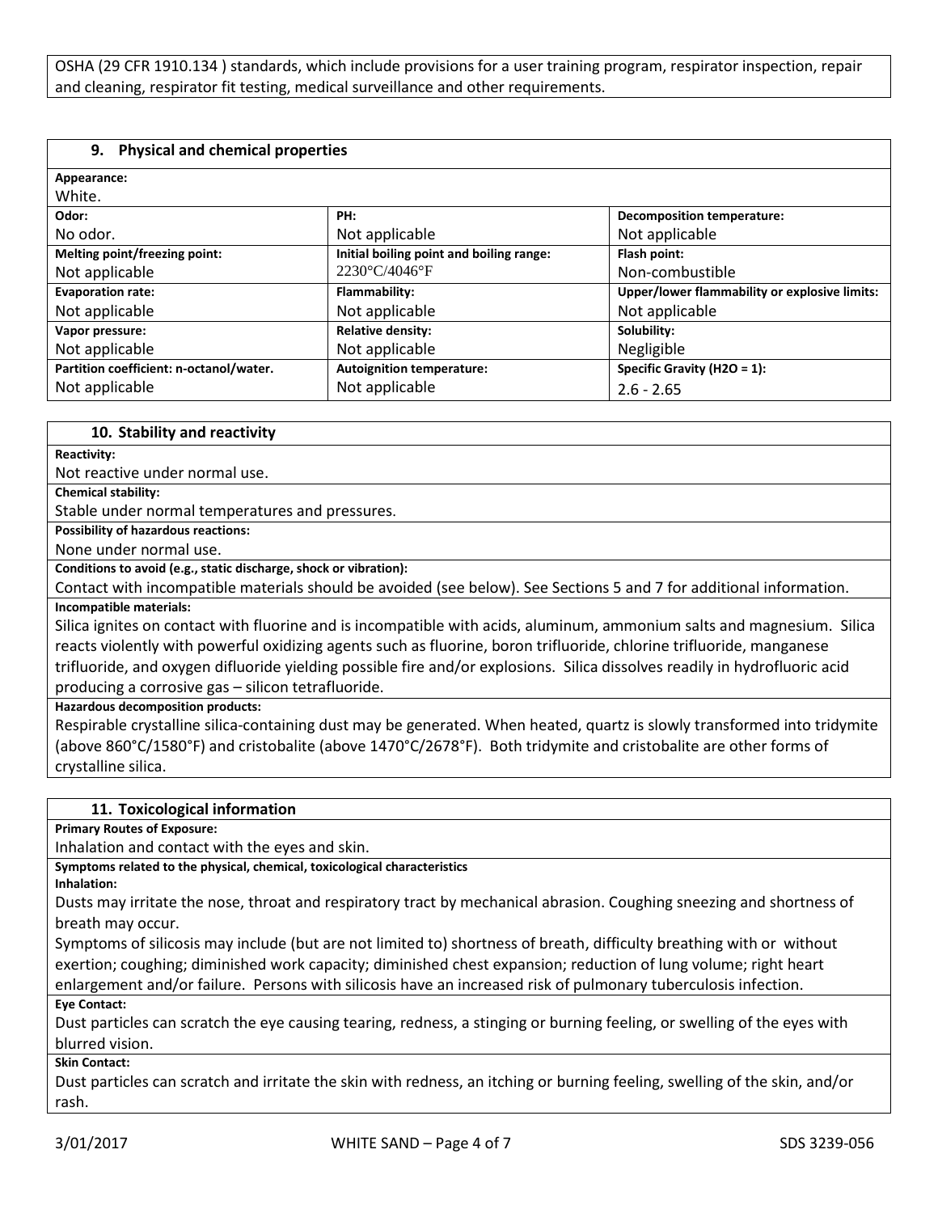OSHA (29 CFR 1910.134 ) standards, which include provisions for a user training program, respirator inspection, repair and cleaning, respirator fit testing, medical surveillance and other requirements.

## 9. Physical and chemical properties

**Appearance:**
White.

| **Odor:** | **PH:** | **Decomposition temperature:** |
|---|---|---|
| No odor. | Not applicable | Not applicable |
| **Melting point/freezing point:** | **Initial boiling point and boiling range:** | **Flash point:** |
| Not applicable | 2230°C/4046°F | Non-combustible |
| **Evaporation rate:** | **Flammability:** | **Upper/lower flammability or explosive limits:** |
| Not applicable | Not applicable | Not applicable |
| **Vapor pressure:** | **Relative density:** | **Solubility:** |
| Not applicable | Not applicable | Negligible |
| **Partition coefficient: n-octanol/water.** | **Autoignition temperature:** | **Specific Gravity ($H_2O$ = 1):** |
| Not applicable | Not applicable | 2.6 - 2.65 |

## 10. Stability and reactivity

**Reactivity:**
Not reactive under normal use.

**Chemical stability:**
Stable under normal temperatures and pressures.

**Possibility of hazardous reactions:**
None under normal use.

**Conditions to avoid (e.g., static discharge, shock or vibration):**
Contact with incompatible materials should be avoided (see below). See Sections 5 and 7 for additional information.

**Incompatible materials:**
Silica ignites on contact with fluorine and is incompatible with acids, aluminum, ammonium salts and magnesium. Silica reacts violently with powerful oxidizing agents such as fluorine, boron trifluoride, chlorine trifluoride, manganese trifluoride, and oxygen difluoride yielding possible fire and/or explosions. Silica dissolves readily in hydrofluoric acid producing a corrosive gas – silicon tetrafluoride.

**Hazardous decomposition products:**
Respirable crystalline silica-containing dust may be generated. When heated, quartz is slowly transformed into tridymite (above 860°C/1580°F) and cristobalite (above 1470°C/2678°F). Both tridymite and cristobalite are other forms of crystalline silica.

## 11. Toxicological information

**Primary Routes of Exposure:**
Inhalation and contact with the eyes and skin.

**Symptoms related to the physical, chemical, toxicological characteristics**

**Inhalation:**
Dusts may irritate the nose, throat and respiratory tract by mechanical abrasion. Coughing sneezing and shortness of breath may occur.

Symptoms of silicosis may include (but are not limited to) shortness of breath, difficulty breathing with or without exertion; coughing; diminished work capacity; diminished chest expansion; reduction of lung volume; right heart enlargement and/or failure. Persons with silicosis have an increased risk of pulmonary tuberculosis infection.

**Eye Contact:**
Dust particles can scratch the eye causing tearing, redness, a stinging or burning feeling, or swelling of the eyes with blurred vision.

**Skin Contact:**
Dust particles can scratch and irritate the skin with redness, an itching or burning feeling, swelling of the skin, and/or rash.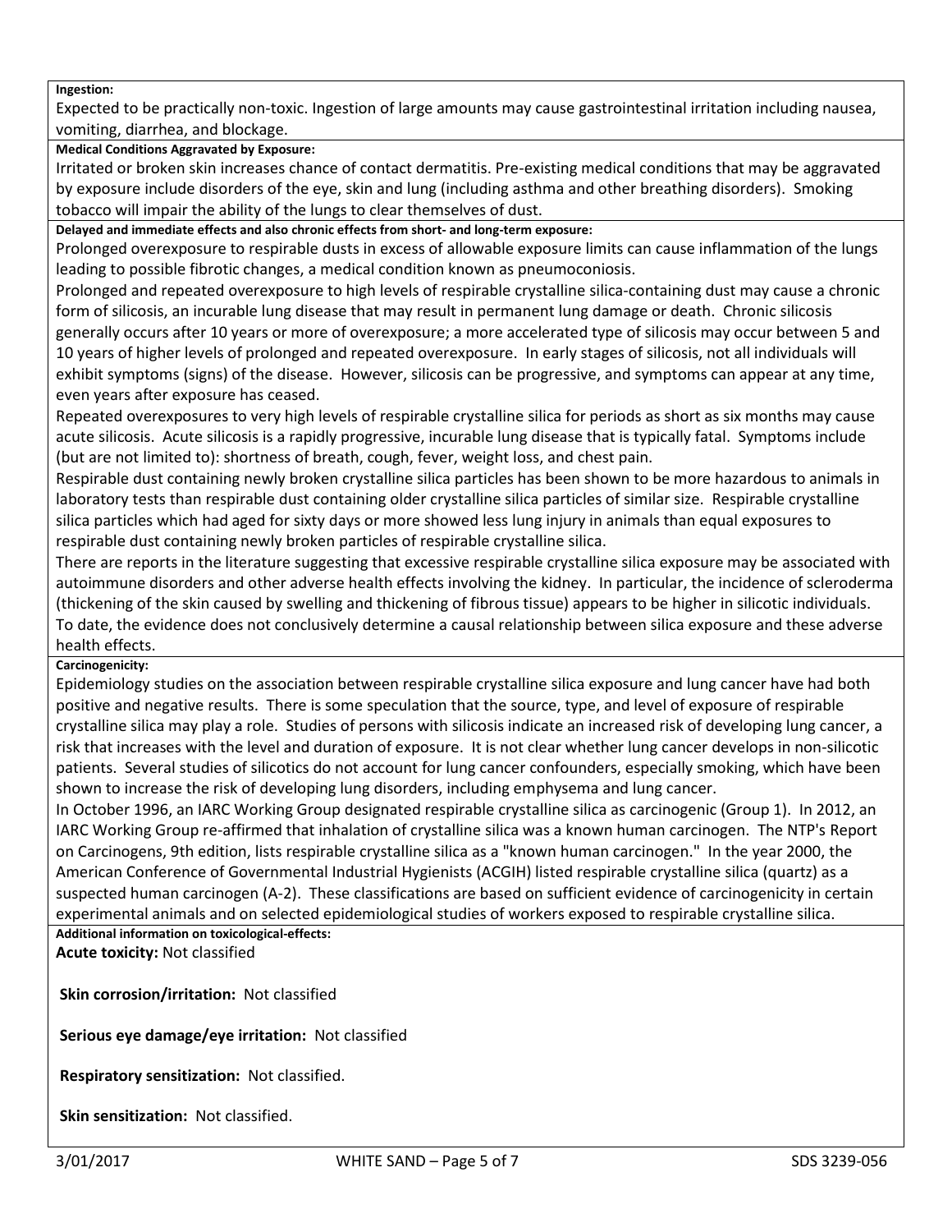**Ingestion:**

Expected to be practically non-toxic. Ingestion of large amounts may cause gastrointestinal irritation including nausea, vomiting, diarrhea, and blockage.

**Medical Conditions Aggravated by Exposure:**

Irritated or broken skin increases chance of contact dermatitis. Pre-existing medical conditions that may be aggravated by exposure include disorders of the eye, skin and lung (including asthma and other breathing disorders). Smoking tobacco will impair the ability of the lungs to clear themselves of dust.

**Delayed and immediate effects and also chronic effects from short- and long-term exposure:**

Prolonged overexposure to respirable dusts in excess of allowable exposure limits can cause inflammation of the lungs leading to possible fibrotic changes, a medical condition known as pneumoconiosis.

Prolonged and repeated overexposure to high levels of respirable crystalline silica-containing dust may cause a chronic form of silicosis, an incurable lung disease that may result in permanent lung damage or death. Chronic silicosis generally occurs after 10 years or more of overexposure; a more accelerated type of silicosis may occur between 5 and 10 years of higher levels of prolonged and repeated overexposure. In early stages of silicosis, not all individuals will exhibit symptoms (signs) of the disease. However, silicosis can be progressive, and symptoms can appear at any time, even years after exposure has ceased.

Repeated overexposures to very high levels of respirable crystalline silica for periods as short as six months may cause acute silicosis. Acute silicosis is a rapidly progressive, incurable lung disease that is typically fatal. Symptoms include (but are not limited to): shortness of breath, cough, fever, weight loss, and chest pain.

Respirable dust containing newly broken crystalline silica particles has been shown to be more hazardous to animals in laboratory tests than respirable dust containing older crystalline silica particles of similar size. Respirable crystalline silica particles which had aged for sixty days or more showed less lung injury in animals than equal exposures to respirable dust containing newly broken particles of respirable crystalline silica.

There are reports in the literature suggesting that excessive respirable crystalline silica exposure may be associated with autoimmune disorders and other adverse health effects involving the kidney. In particular, the incidence of scleroderma (thickening of the skin caused by swelling and thickening of fibrous tissue) appears to be higher in silicotic individuals. To date, the evidence does not conclusively determine a causal relationship between silica exposure and these adverse health effects.

**Carcinogenicity:**

Epidemiology studies on the association between respirable crystalline silica exposure and lung cancer have had both positive and negative results. There is some speculation that the source, type, and level of exposure of respirable crystalline silica may play a role. Studies of persons with silicosis indicate an increased risk of developing lung cancer, a risk that increases with the level and duration of exposure. It is not clear whether lung cancer develops in non-silicotic patients. Several studies of silicotics do not account for lung cancer confounders, especially smoking, which have been shown to increase the risk of developing lung disorders, including emphysema and lung cancer.

In October 1996, an IARC Working Group designated respirable crystalline silica as carcinogenic (Group 1). In 2012, an IARC Working Group re-affirmed that inhalation of crystalline silica was a known human carcinogen. The NTP's Report on Carcinogens, 9th edition, lists respirable crystalline silica as a "known human carcinogen." In the year 2000, the American Conference of Governmental Industrial Hygienists (ACGIH) listed respirable crystalline silica (quartz) as a suspected human carcinogen (A-2). These classifications are based on sufficient evidence of carcinogenicity in certain experimental animals and on selected epidemiological studies of workers exposed to respirable crystalline silica.

**Additional information on toxicological-effects:**

**Acute toxicity:** Not classified

**Skin corrosion/irritation:** Not classified

**Serious eye damage/eye irritation:** Not classified

**Respiratory sensitization:** Not classified.

**Skin sensitization:** Not classified.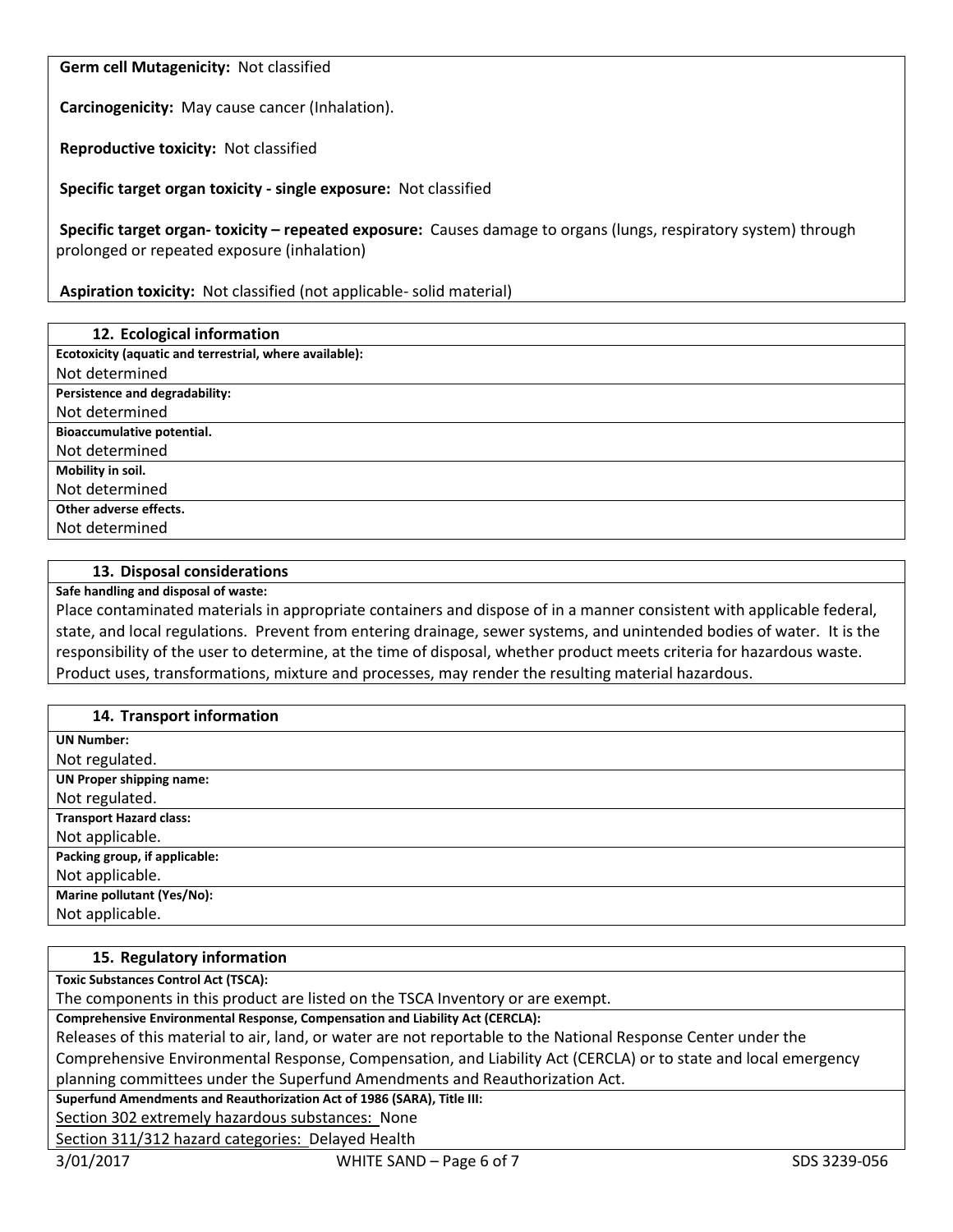**Germ cell Mutagenicity:** Not classified

**Carcinogenicity:** May cause cancer (Inhalation).

**Reproductive toxicity:** Not classified

**Specific target organ toxicity - single exposure:** Not classified

**Specific target organ- toxicity – repeated exposure:** Causes damage to organs (lungs, respiratory system) through prolonged or repeated exposure (inhalation)

**Aspiration toxicity:** Not classified (not applicable- solid material)

## 12. Ecological information

**Ecotoxicity (aquatic and terrestrial, where available):**

Not determined

**Persistence and degradability:**

Not determined

**Bioaccumulative potential.**

Not determined

**Mobility in soil.**

Not determined

**Other adverse effects.**

Not determined

## 13. Disposal considerations

**Safe handling and disposal of waste:**

Place contaminated materials in appropriate containers and dispose of in a manner consistent with applicable federal, state, and local regulations. Prevent from entering drainage, sewer systems, and unintended bodies of water. It is the responsibility of the user to determine, at the time of disposal, whether product meets criteria for hazardous waste. Product uses, transformations, mixture and processes, may render the resulting material hazardous.

## 14. Transport information

**UN Number:**

Not regulated.

**UN Proper shipping name:**

Not regulated.

**Transport Hazard class:**

Not applicable.

**Packing group, if applicable:**

Not applicable.

**Marine pollutant (Yes/No):**

Not applicable.

## 15. Regulatory information

**Toxic Substances Control Act (TSCA):**

The components in this product are listed on the TSCA Inventory or are exempt.

**Comprehensive Environmental Response, Compensation and Liability Act (CERCLA):**

Releases of this material to air, land, or water are not reportable to the National Response Center under the Comprehensive Environmental Response, Compensation, and Liability Act (CERCLA) or to state and local emergency planning committees under the Superfund Amendments and Reauthorization Act.

**Superfund Amendments and Reauthorization Act of 1986 (SARA), Title III:**

Section 302 extremely hazardous substances: None

Section 311/312 hazard categories: Delayed Health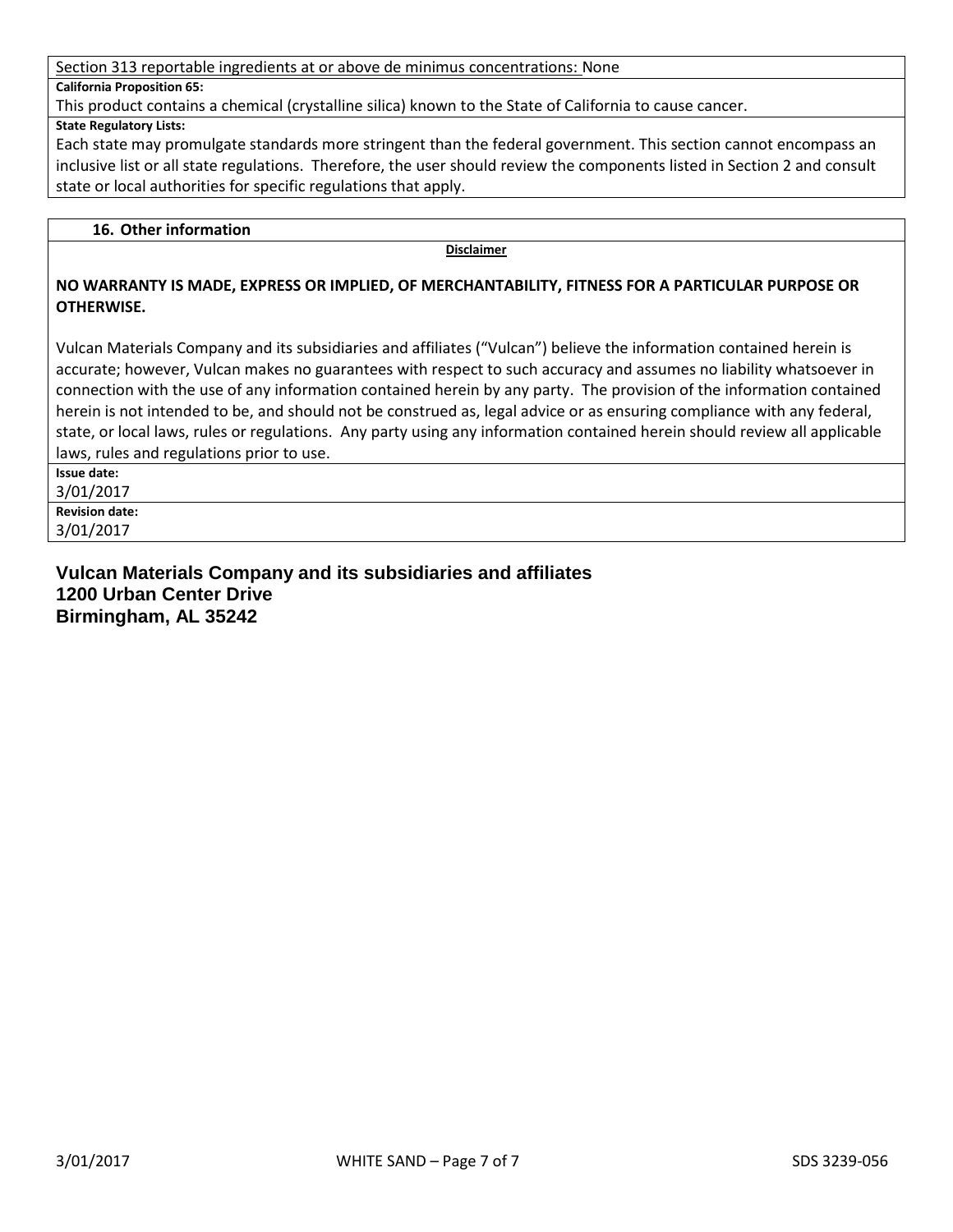Section 313 reportable ingredients at or above de minimus concentrations: None

**California Proposition 65:**

This product contains a chemical (crystalline silica) known to the State of California to cause cancer.

**State Regulatory Lists:**

Each state may promulgate standards more stringent than the federal government. This section cannot encompass an inclusive list or all state regulations. Therefore, the user should review the components listed in Section 2 and consult state or local authorities for specific regulations that apply.

## 16. Other information

**Disclaimer**

**NO WARRANTY IS MADE, EXPRESS OR IMPLIED, OF MERCHANTABILITY, FITNESS FOR A PARTICULAR PURPOSE OR OTHERWISE.**

Vulcan Materials Company and its subsidiaries and affiliates ("Vulcan") believe the information contained herein is accurate; however, Vulcan makes no guarantees with respect to such accuracy and assumes no liability whatsoever in connection with the use of any information contained herein by any party. The provision of the information contained herein is not intended to be, and should not be construed as, legal advice or as ensuring compliance with any federal, state, or local laws, rules or regulations. Any party using any information contained herein should review all applicable laws, rules and regulations prior to use.

**Issue date:**

3/01/2017

**Revision date:**

3/01/2017

**Vulcan Materials Company and its subsidiaries and affiliates**
**1200 Urban Center Drive**
**Birmingham, AL 35242**